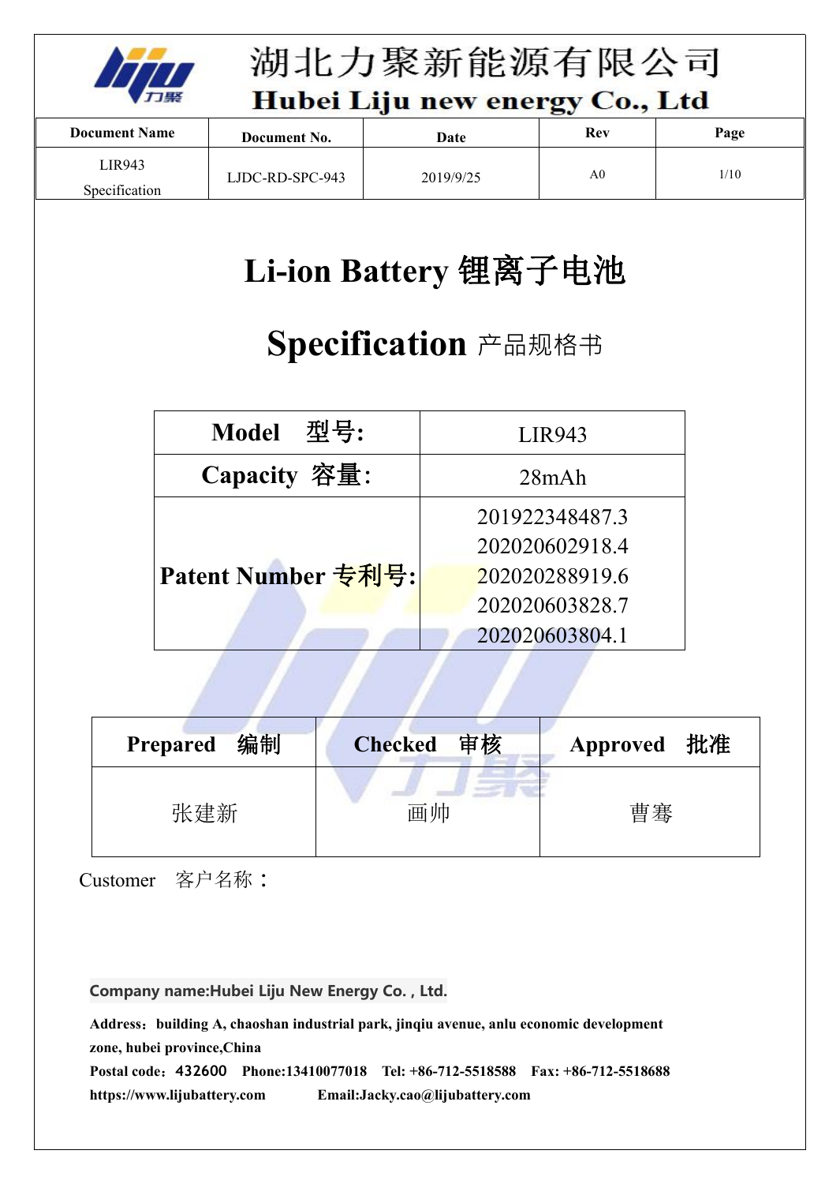# 湖北力聚新能源有限公司

**Hubei Liju new energy Co., Ltd**

| Document Name | Document No. | Date | Rev | Page |
|---|---|---|---|---|
| LIR943 Specification | LJDC-RD-SPC-943 | 2019/9/25 | A0 | 1/10 |

# Li-ion Battery 锂离子电池

# Specification 产品规格书

| **Model 型号:** | LIR943 |
|---|---|
| **Capacity 容量:** | 28mAh |
| **Patent Number 专利号:** | 201922348487.3<br>202020602918.4<br>202020288919.6<br>202020603828.7<br>202020603804.1 |

| **Prepared 编制** | **Checked 审核** | **Approved 批准** |
|---|---|---|
| 张建新 | 画帅 | 曹骞 |

Customer 客户名称：

**Company name:Hubei Liju New Energy Co. , Ltd.**

**Address：building A, chaoshan industrial park, jinqiu avenue, anlu economic development zone, hubei province,China**

**Postal code：432600 Phone:13410077018 Tel: +86-712-5518588 Fax: +86-712-5518688**

**https://www.lijubattery.com Email:Jacky.cao@lijubattery.com**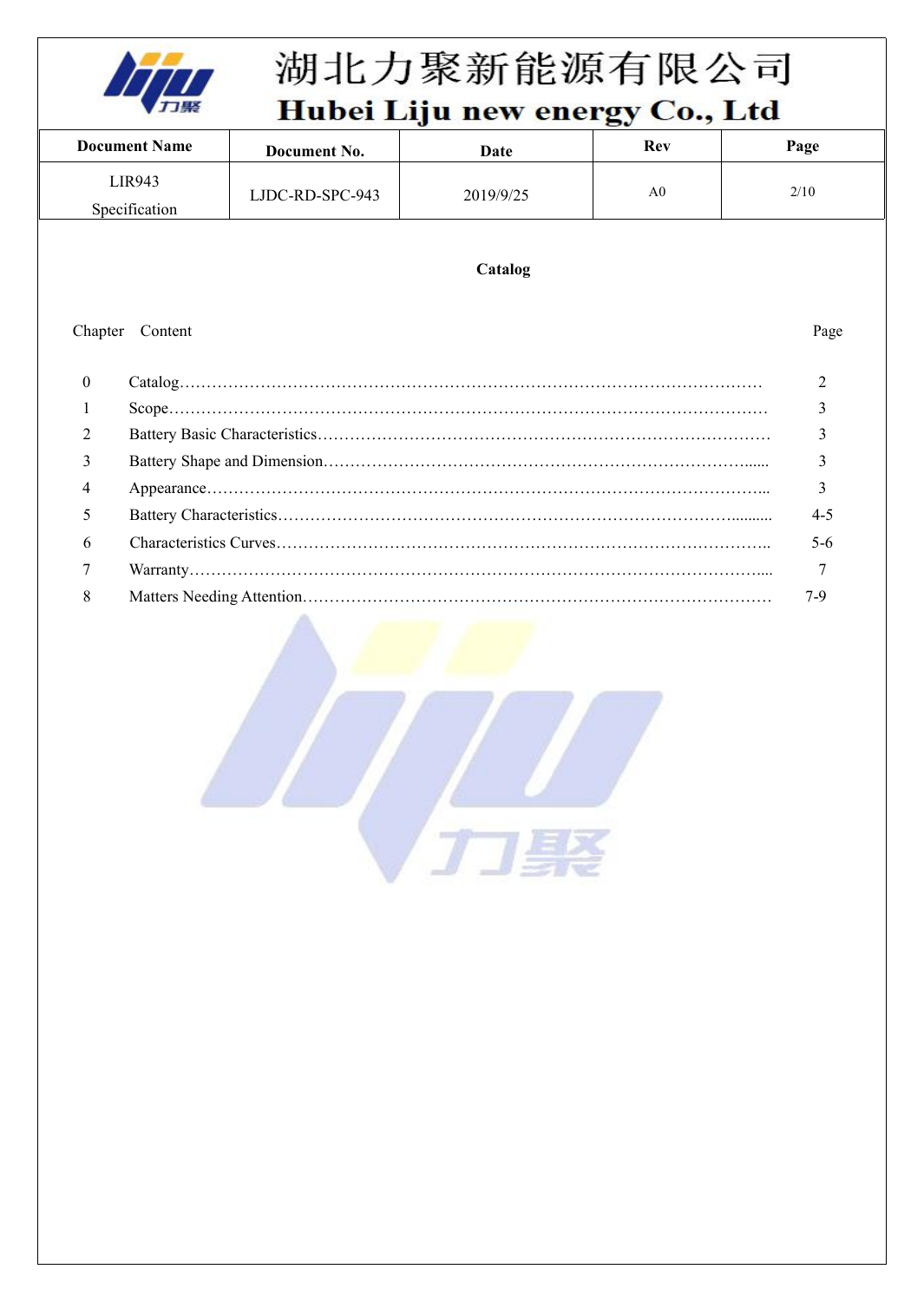# 湖北力聚新能源有限公司

# Hubei Liju new energy Co., Ltd

| Document Name | Document No. | Date | Rev | Page |
|---|---|---|---|---|
| LIR943 Specification | LJDC-RD-SPC-943 | 2019/9/25 | A0 | 2/10 |

## Catalog

| Chapter | Content | Page |
|---|---|---|
| 0 | Catalog | 2 |
| 1 | Scope | 3 |
| 2 | Battery Basic Characteristics | 3 |
| 3 | Battery Shape and Dimension | 3 |
| 4 | Appearance | 3 |
| 5 | Battery Characteristics | 4-5 |
| 6 | Characteristics Curves | 5-6 |
| 7 | Warranty | 7 |
| 8 | Matters Needing Attention | 7-9 |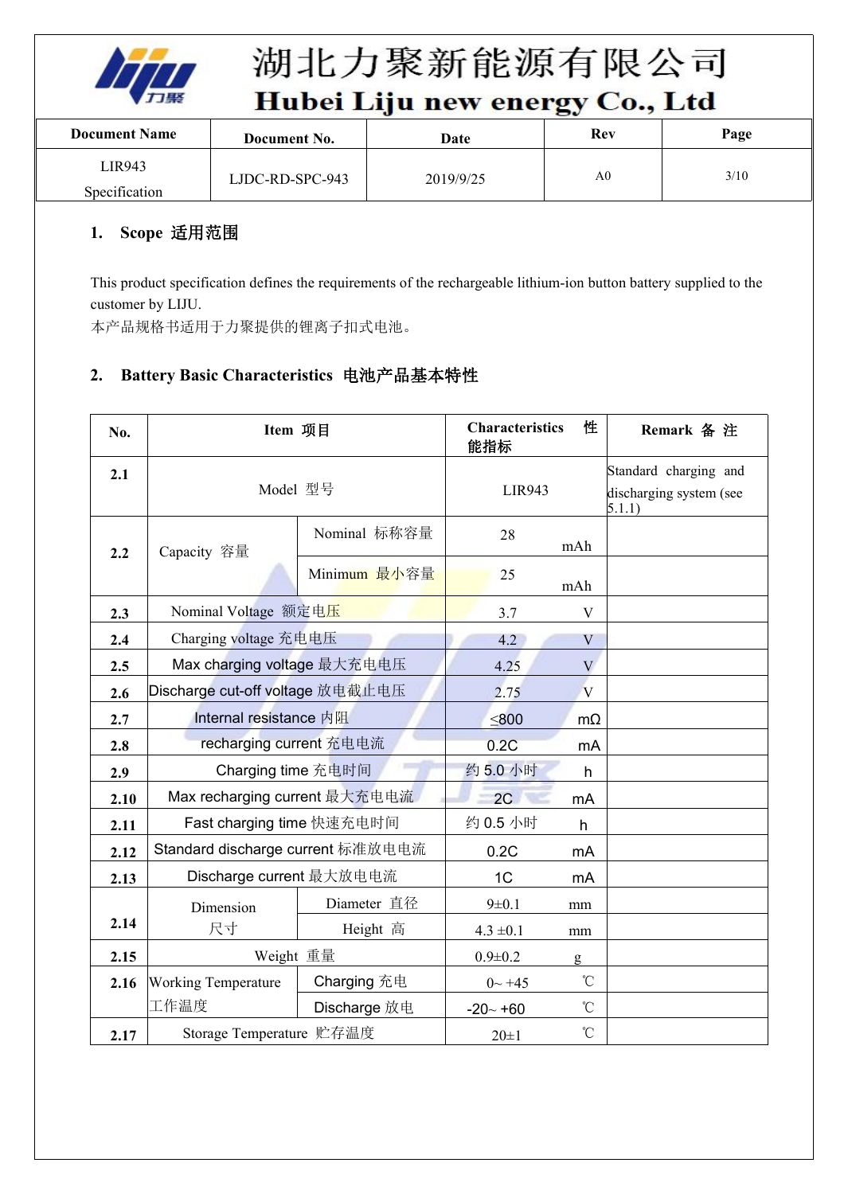## 1. Scope 适用范围

This product specification defines the requirements of the rechargeable lithium-ion button battery supplied to the customer by LIJU.
本产品规格书适用于力聚提供的锂离子扣式电池。

## 2. Battery Basic Characteristics 电池产品基本特性

| No. | Item 项目 | | Characteristics 性能指标 | Remark 备 注 |
|---|---|---|---|---|
| 2.1 | Model 型号 | | LIR943 | Standard charging and discharging system (see 5.1.1) |
| 2.2 | Capacity 容量 | Nominal 标称容量 | 28 mAh | |
| | | Minimum 最小容量 | 25 mAh | |
| 2.3 | Nominal Voltage 额定电压 | | 3.7 V | |
| 2.4 | Charging voltage 充电电压 | | 4.2 V | |
| 2.5 | Max charging voltage 最大充电电压 | | 4.25 V | |
| 2.6 | Discharge cut-off voltage 放电截止电压 | | 2.75 V | |
| 2.7 | Internal resistance 内阻 | | ≤800 mΩ | |
| 2.8 | recharging current 充电电流 | | 0.2C mA | |
| 2.9 | Charging time 充电时间 | | 约 5.0 小时 h | |
| 2.10 | Max recharging current 最大充电电流 | | 2C mA | |
| 2.11 | Fast charging time 快速充电时间 | | 约 0.5 小时 h | |
| 2.12 | Standard discharge current 标准放电电流 | | 0.2C mA | |
| 2.13 | Discharge current 最大放电电流 | | 1C mA | |
| 2.14 | Dimension 尺寸 | Diameter 直径 | 9±0.1 mm | |
| | | Height 高 | 4.3 ±0.1 mm | |
| 2.15 | Weight 重量 | | 0.9±0.2 g | |
| 2.16 | Working Temperature 工作温度 | Charging 充电 | 0~ +45 ℃ | |
| | | Discharge 放电 | -20~ +60 ℃ | |
| 2.17 | Storage Temperature 贮存温度 | | 20±1 ℃ | |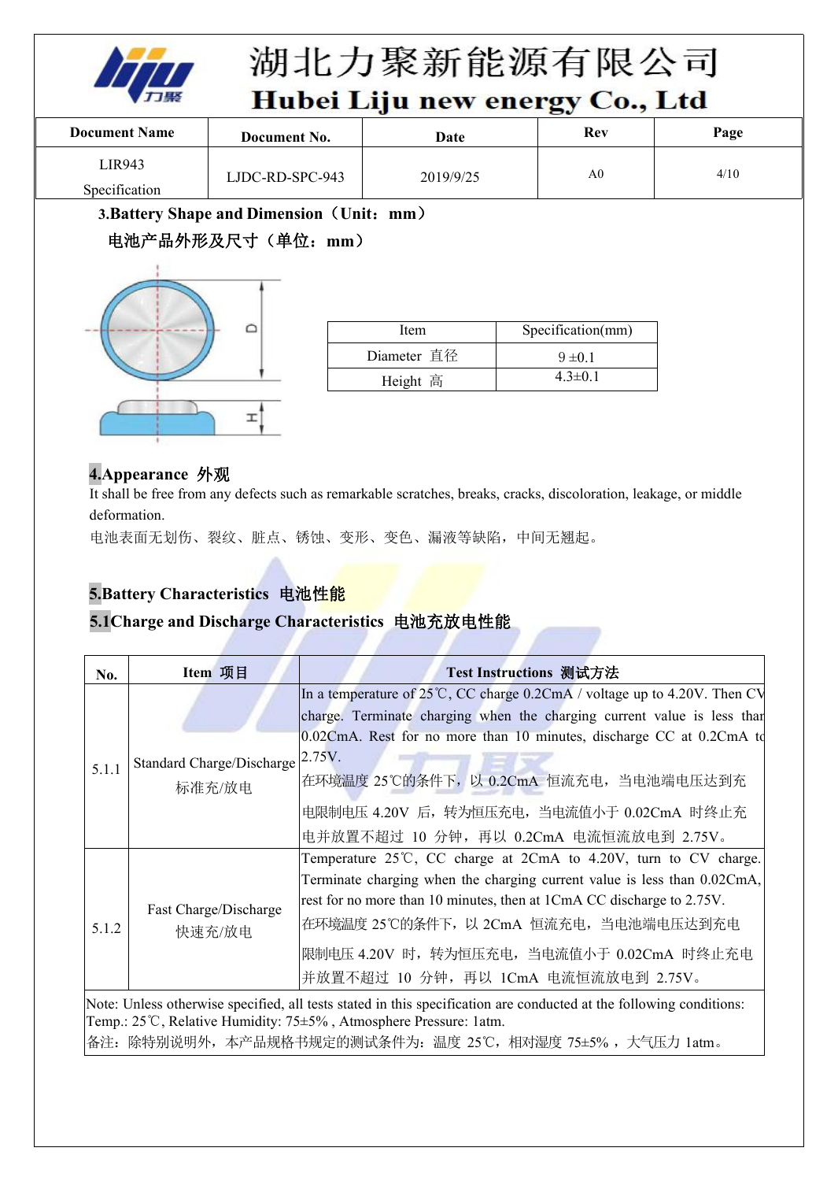| Document Name | Document No. | Date | Rev | Page |
|---|---|---|---|---|
| LIR943 Specification | LJDC-RD-SPC-943 | 2019/9/25 | A0 | 4/10 |

### 3.Battery Shape and Dimension（Unit：mm）

### 电池产品外形及尺寸（单位：mm）

| Item | Specification(mm) |
|---|---|
| Diameter 直径 | 9 ±0.1 |
| Height 高 | 4.3±0.1 |

## 4.Appearance 外观

It shall be free from any defects such as remarkable scratches, breaks, cracks, discoloration, leakage, or middle deformation.

电池表面无划伤、裂纹、脏点、锈蚀、变形、变色、漏液等缺陷，中间无翘起。

## 5.Battery Characteristics 电池性能

### 5.1Charge and Discharge Characteristics 电池充放电性能

| No. | Item 项目 | Test Instructions 测试方法 |
|---|---|---|
| 5.1.1 | Standard Charge/Discharge 标准充/放电 | In a temperature of 25℃, CC charge 0.2CmA / voltage up to 4.20V. Then CV charge. Terminate charging when the charging current value is less than 0.02CmA. Rest for no more than 10 minutes, discharge CC at 0.2CmA to 2.75V. 在环境温度 25℃的条件下，以 0.2CmA 恒流充电，当电池端电压达到充电限制电压 4.20V 后，转为恒压充电，当电流值小于 0.02CmA 时终止充电并放置不超过 10 分钟，再以 0.2CmA 电流恒流放电到 2.75V。 |
| 5.1.2 | Fast Charge/Discharge 快速充/放电 | Temperature 25℃, CC charge at 2CmA to 4.20V, turn to CV charge. Terminate charging when the charging current value is less than 0.02CmA, rest for no more than 10 minutes, then at 1CmA CC discharge to 2.75V. 在环境温度 25℃的条件下，以 2CmA 恒流充电，当电池端电压达到充电限制电压 4.20V 时，转为恒压充电，当电流值小于 0.02CmA 时终止充电并放置不超过 10 分钟，再以 1CmA 电流恒流放电到 2.75V。 |

Note: Unless otherwise specified, all tests stated in this specification are conducted at the following conditions: Temp.: 25℃, Relative Humidity: 75±5% , Atmosphere Pressure: 1atm.

备注：除特别说明外，本产品规格书规定的测试条件为：温度 25℃，相对湿度 75±5% ，大气压力 1atm。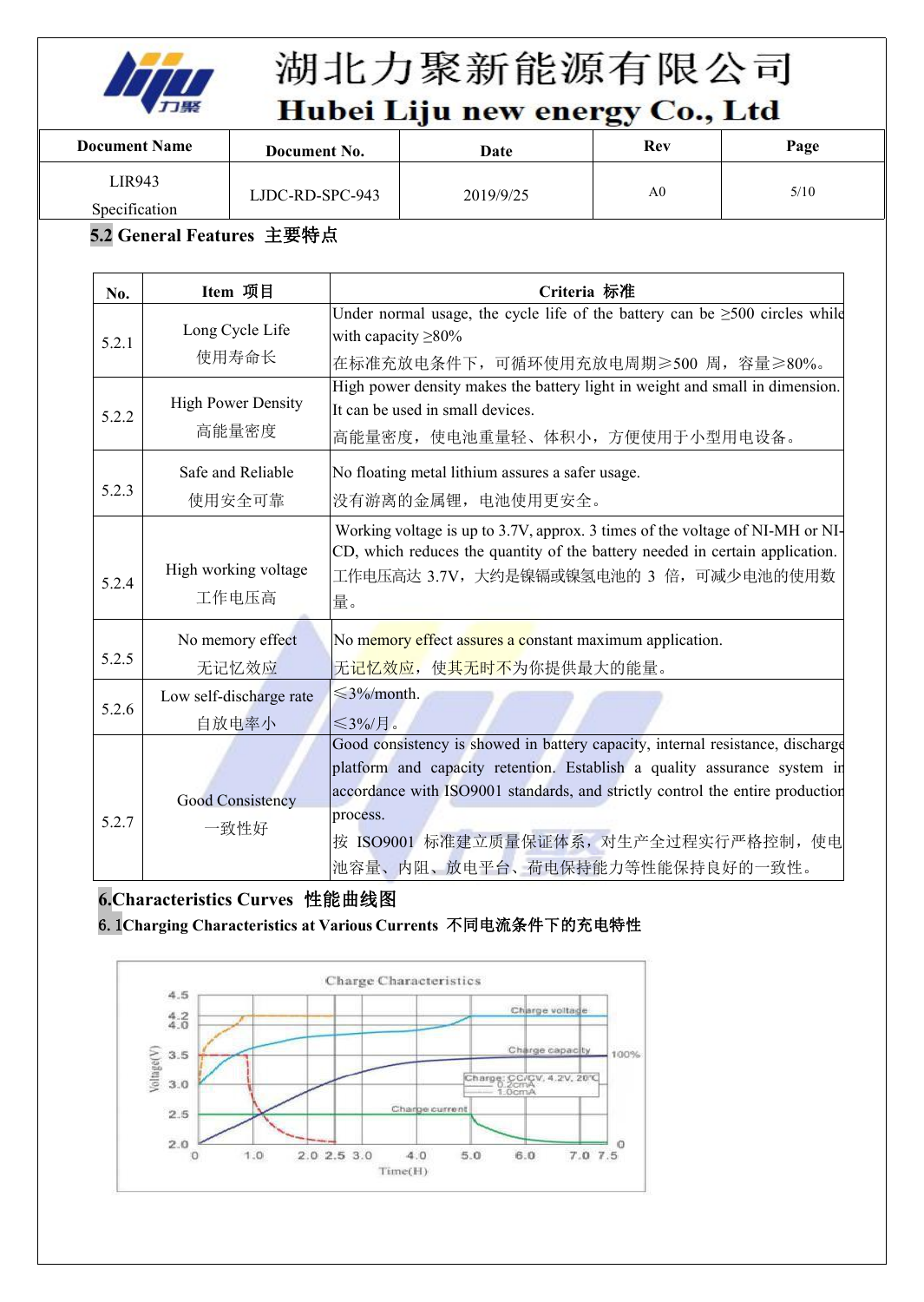## 5.2 General Features 主要特点

| No. | Item 项目 | Criteria 标准 |
|---|---|---|
| 5.2.1 | Long Cycle Life<br>使用寿命长 | Under normal usage, the cycle life of the battery can be ≥500 circles while with capacity ≥80%<br>在标准充放电条件下，可循环使用充放电周期≥500 周，容量≥80%。 |
| 5.2.2 | High Power Density<br>高能量密度 | High power density makes the battery light in weight and small in dimension. It can be used in small devices.<br>高能量密度，使电池重量轻、体积小，方便使用于小型用电设备。 |
| 5.2.3 | Safe and Reliable<br>使用安全可靠 | No floating metal lithium assures a safer usage.<br>没有游离的金属锂，电池使用更安全。 |
| 5.2.4 | High working voltage<br>工作电压高 | Working voltage is up to 3.7V, approx. 3 times of the voltage of NI-MH or NI-CD, which reduces the quantity of the battery needed in certain application.<br>工作电压高达 3.7V，大约是镍镉或镍氢电池的 3 倍，可减少电池的使用数量。 |
| 5.2.5 | No memory effect<br>无记忆效应 | No memory effect assures a constant maximum application.<br>无记忆效应，使其无时不为你提供最大的能量。 |
| 5.2.6 | Low self-discharge rate<br>自放电率小 | ≤3%/month.<br>≤3%/月。 |
| 5.2.7 | Good Consistency<br>一致性好 | Good consistency is showed in battery capacity, internal resistance, discharge platform and capacity retention. Establish a quality assurance system in accordance with ISO9001 standards, and strictly control the entire production process.<br>按 ISO9001 标准建立质量保证体系，对生产全过程实行严格控制，使电池容量、内阻、放电平台、荷电保持能力等性能保持良好的一致性。 |

# 6.Characteristics Curves 性能曲线图

## 6. 1Charging Characteristics at Various Currents 不同电流条件下的充电特性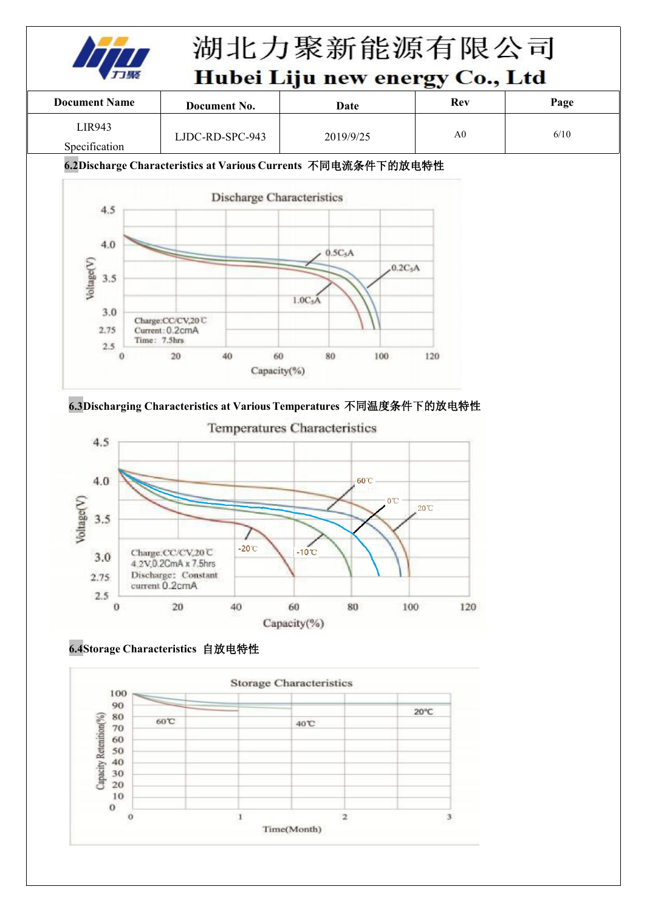| Document Name | Document No. | Date | Rev | Page |
|---|---|---|---|---|
| LIR943 Specification | LJDC-RD-SPC-943 | 2019/9/25 | A0 | 6/10 |

**6.2Discharge Characteristics at Various Currents 不同电流条件下的放电特性**

Discharge Characteristics

Voltage(V) 4.5, 4.0, 3.5, 3.0, 2.75, 2.5

Capacity(%) 0, 20, 40, 60, 80, 100, 120

0.5C5A; 0.2C5A; 1.0C5A

Charge:CC/CV,20℃
Current: 0.2cmA
Time: 7.5hrs

**6.3Discharging Characteristics at Various Temperatures 不同温度条件下的放电特性**

Temperatures Characteristics

Voltage(V) 4.5, 4.0, 3.5, 3.0, 2.75, 2.5

Capacity(%) 0, 20, 40, 60, 80, 100, 120

60℃; 0℃; 20℃; -20℃; -10℃

Charge:CC/CV,20℃
4.2V,0.2CmA x 7.5hrs
Discharge: Constant current 0.2cmA

**6.4Storage Characteristics 自放电特性**

Storage Characteristics

Capacity Retention(%) 100, 90, 80, 70, 60, 50, 40, 30, 20, 10, 0

Time(Month) 0, 1, 2, 3

60℃; 40℃; 20℃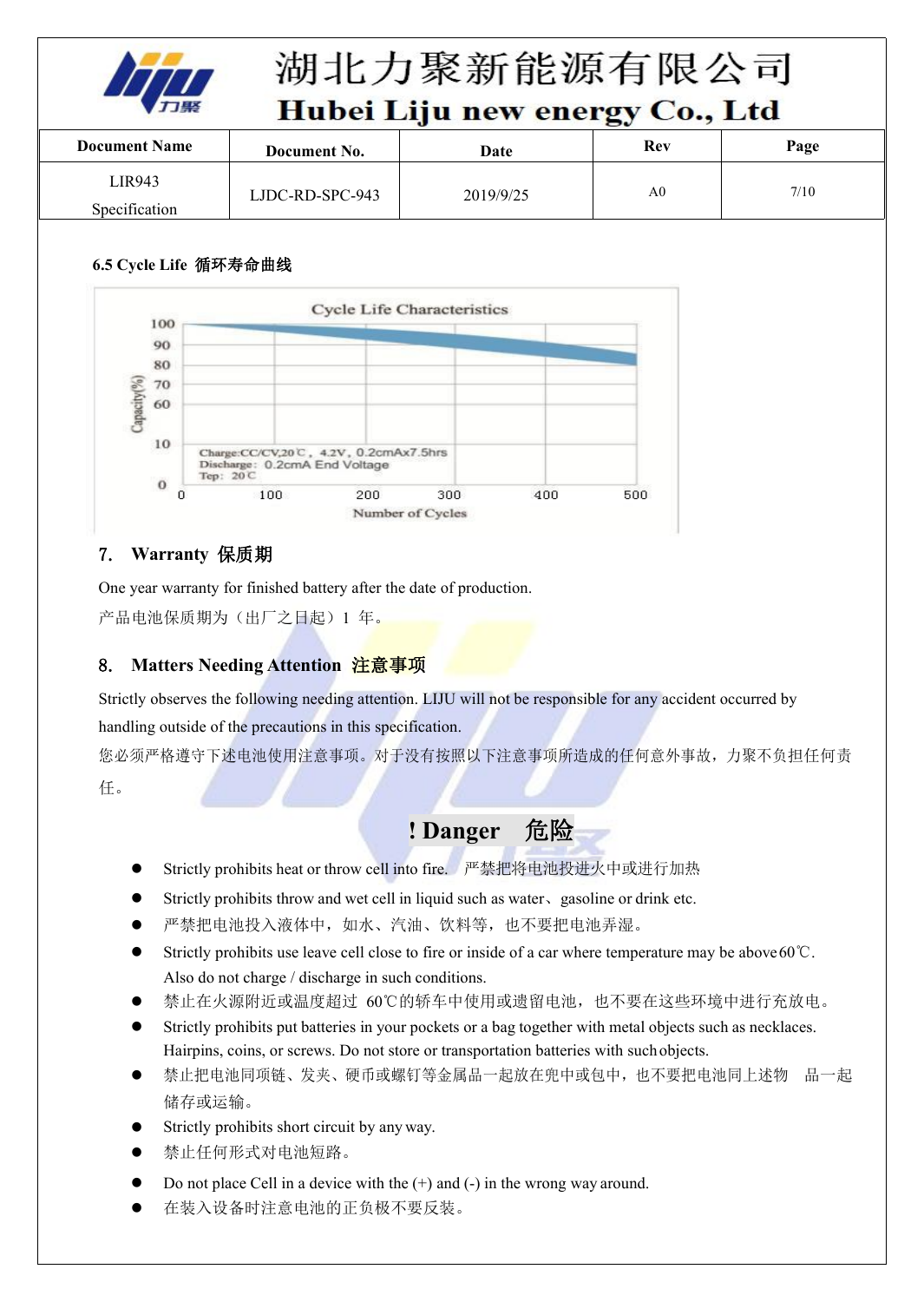| Document Name | Document No. | Date | Rev | Page |
|---|---|---|---|---|
| LIR943 Specification | LJDC-RD-SPC-943 | 2019/9/25 | A0 | 7/10 |

### 6.5 Cycle Life 循环寿命曲线

Cycle Life Characteristics

Charge:CC/CV,20℃, 4.2V, 0.2cmAx7.5hrs
Discharge: 0.2cmA End Voltage
Tep: 20℃

## 7. Warranty 保质期

One year warranty for finished battery after the date of production.

产品电池保质期为（出厂之日起）1 年。

## 8. Matters Needing Attention 注意事项

Strictly observes the following needing attention. LIJU will not be responsible for any accident occurred by handling outside of the precautions in this specification.

您必须严格遵守下述电池使用注意事项。对于没有按照以下注意事项所造成的任何意外事故，力聚不负担任何责任。

### ! Danger 危险

- Strictly prohibits heat or throw cell into fire. 严禁把将电池投进火中或进行加热
- Strictly prohibits throw and wet cell in liquid such as water、gasoline or drink etc.
- 严禁把电池投入液体中，如水、汽油、饮料等，也不要把电池弄湿。
- Strictly prohibits use leave cell close to fire or inside of a car where temperature may be above 60℃. Also do not charge / discharge in such conditions.
- 禁止在火源附近或温度超过 60℃的轿车中使用或遗留电池，也不要在这些环境中进行充放电。
- Strictly prohibits put batteries in your pockets or a bag together with metal objects such as necklaces. Hairpins, coins, or screws. Do not store or transportation batteries with such objects.
- 禁止把电池同项链、发夹、硬币或螺钉等金属品一起放在兜中或包中，也不要把电池同上述物 品一起储存或运输。
- Strictly prohibits short circuit by any way.
- 禁止任何形式对电池短路。
- Do not place Cell in a device with the (+) and (-) in the wrong way around.
- 在装入设备时注意电池的正负极不要反装。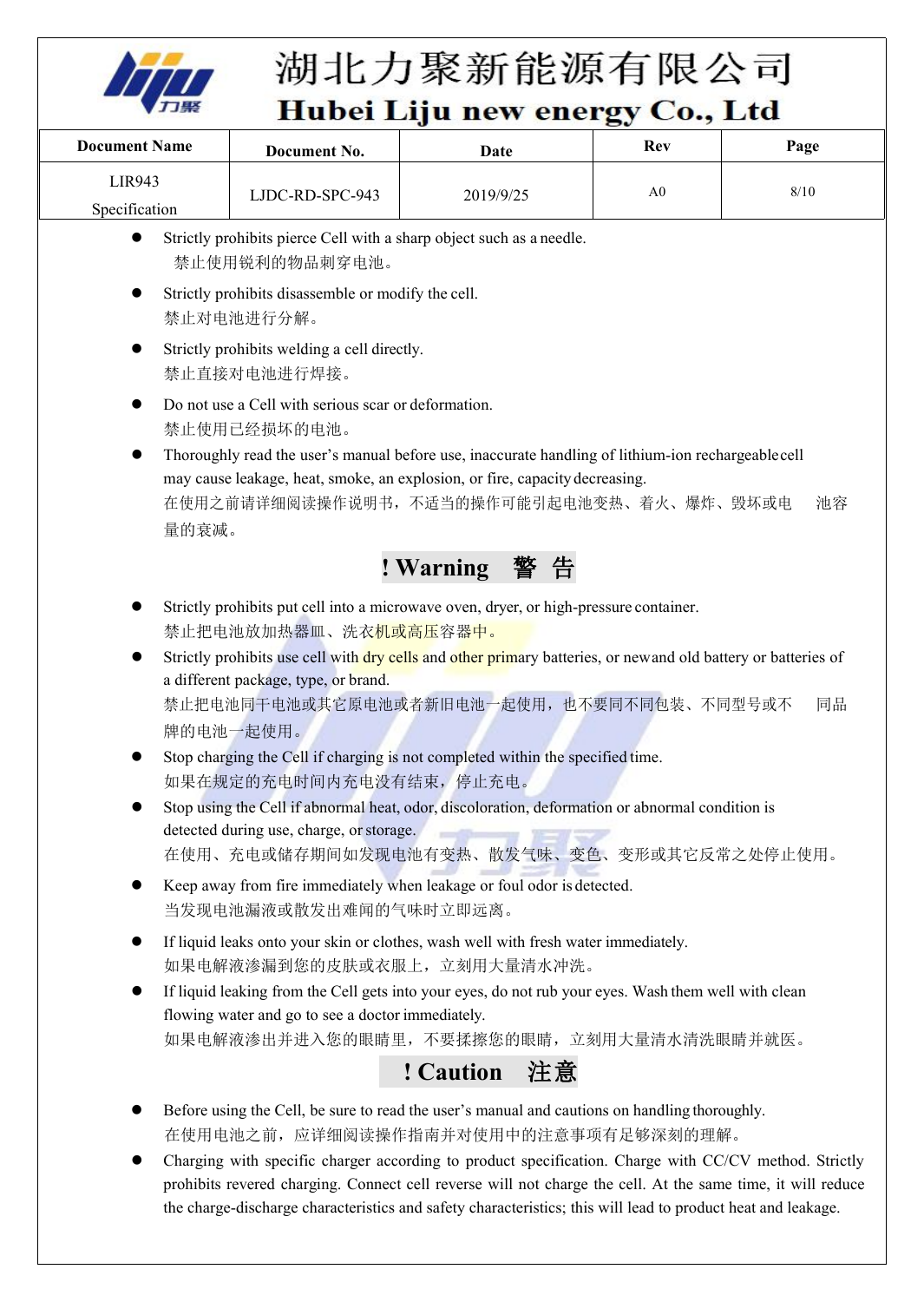- Strictly prohibits pierce Cell with a sharp object such as a needle.
  禁止使用锐利的物品刺穿电池。
- Strictly prohibits disassemble or modify the cell.
  禁止对电池进行分解。
- Strictly prohibits welding a cell directly.
  禁止直接对电池进行焊接。
- Do not use a Cell with serious scar or deformation.
  禁止使用已经损坏的电池。
- Thoroughly read the user's manual before use, inaccurate handling of lithium-ion rechargeable cell may cause leakage, heat, smoke, an explosion, or fire, capacity decreasing.
  在使用之前请详细阅读操作说明书，不适当的操作可能引起电池变热、着火、爆炸、毁坏或电池容量的衰减。

## ! Warning 警 告

- Strictly prohibits put cell into a microwave oven, dryer, or high-pressure container.
  禁止把电池放加热器皿、洗衣机或高压容器中。
- Strictly prohibits use cell with dry cells and other primary batteries, or new and old battery or batteries of a different package, type, or brand.
  禁止把电池同干电池或其它原电池或者新旧电池一起使用，也不要同不同包装、不同型号或不同品牌的电池一起使用。
- Stop charging the Cell if charging is not completed within the specified time.
  如果在规定的充电时间内充电没有结束，停止充电。
- Stop using the Cell if abnormal heat, odor, discoloration, deformation or abnormal condition is detected during use, charge, or storage.
  在使用、充电或储存期间如发现电池有变热、散发气味、变色、变形或其它反常之处停止使用。
- Keep away from fire immediately when leakage or foul odor is detected.
  当发现电池漏液或散发出难闻的气味时立即远离。
- If liquid leaks onto your skin or clothes, wash well with fresh water immediately.
  如果电解液渗漏到您的皮肤或衣服上，立刻用大量清水冲洗。
- If liquid leaking from the Cell gets into your eyes, do not rub your eyes. Wash them well with clean flowing water and go to see a doctor immediately.
  如果电解液渗出并进入您的眼睛里，不要揉擦您的眼睛，立刻用大量清水清洗眼睛并就医。

## ! Caution 注意

- Before using the Cell, be sure to read the user's manual and cautions on handling thoroughly.
  在使用电池之前，应详细阅读操作指南并对使用中的注意事项有足够深刻的理解。
- Charging with specific charger according to product specification. Charge with CC/CV method. Strictly prohibits revered charging. Connect cell reverse will not charge the cell. At the same time, it will reduce the charge-discharge characteristics and safety characteristics; this will lead to product heat and leakage.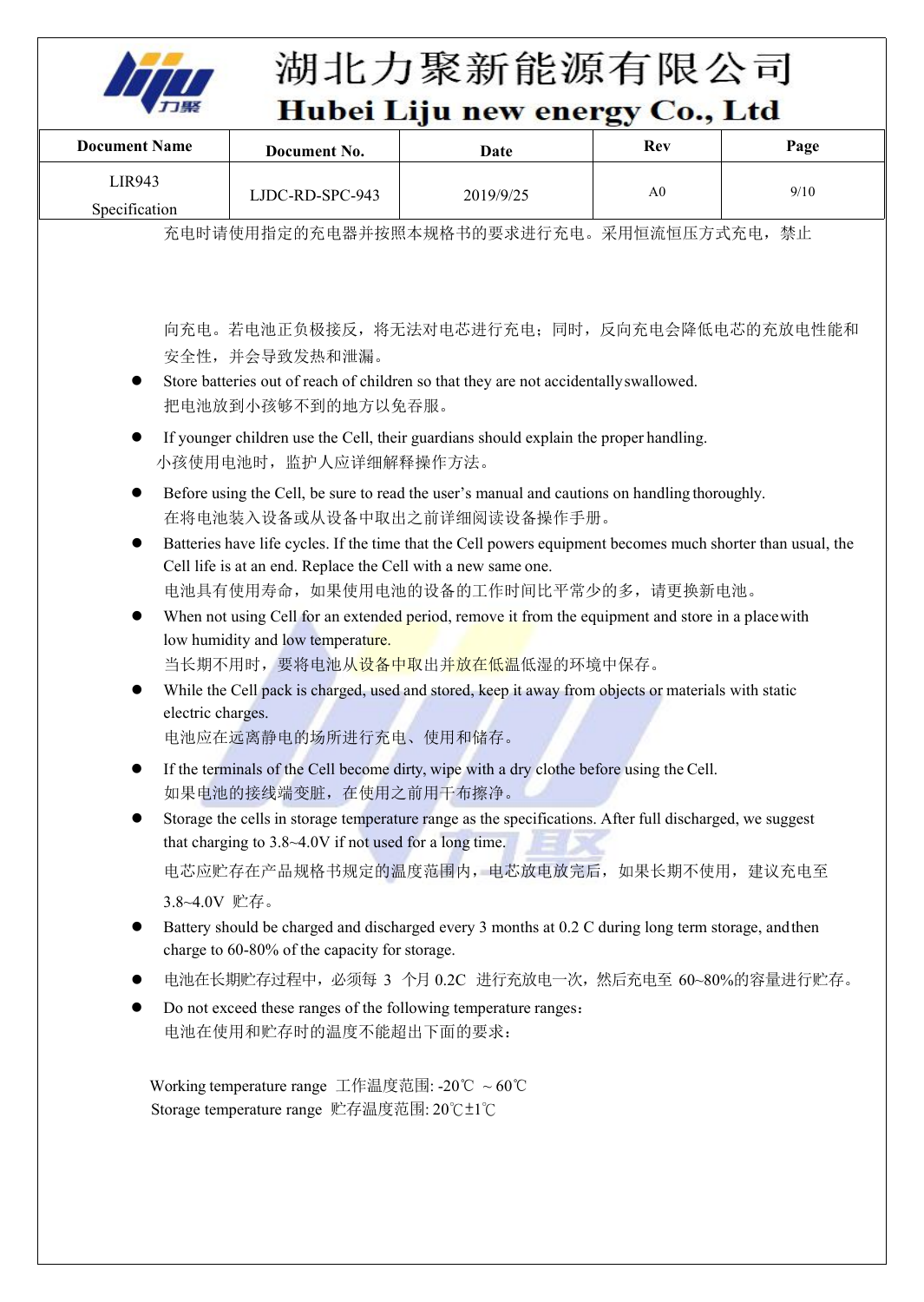充电时请使用指定的充电器并按照本规格书的要求进行充电。采用恒流恒压方式充电，禁止向充电。若电池正负极接反，将无法对电芯进行充电；同时，反向充电会降低电芯的充放电性能和安全性，并会导致发热和泄漏。

- Store batteries out of reach of children so that they are not accidentally swallowed.
  把电池放到小孩够不到的地方以免吞服。
- If younger children use the Cell, their guardians should explain the proper handling.
  小孩使用电池时，监护人应详细解释操作方法。
- Before using the Cell, be sure to read the user's manual and cautions on handling thoroughly.
  在将电池装入设备或从设备中取出之前详细阅读设备操作手册。
- Batteries have life cycles. If the time that the Cell powers equipment becomes much shorter than usual, the Cell life is at an end. Replace the Cell with a new same one.
  电池具有使用寿命，如果使用电池的设备的工作时间比平常少的多，请更换新电池。
- When not using Cell for an extended period, remove it from the equipment and store in a place with low humidity and low temperature.
  当长期不用时，要将电池从设备中取出并放在低温低湿的环境中保存。
- While the Cell pack is charged, used and stored, keep it away from objects or materials with static electric charges.
  电池应在远离静电的场所进行充电、使用和储存。
- If the terminals of the Cell become dirty, wipe with a dry clothe before using the Cell.
  如果电池的接线端变脏，在使用之前用干布擦净。
- Storage the cells in storage temperature range as the specifications. After full discharged, we suggest that charging to 3.8~4.0V if not used for a long time.
  电芯应贮存在产品规格书规定的温度范围内，电芯放电放完后，如果长期不使用，建议充电至 3.8~4.0V 贮存。
- Battery should be charged and discharged every 3 months at 0.2 C during long term storage, and then charge to 60-80% of the capacity for storage.
- 电池在长期贮存过程中，必须每 3 个月 0.2C 进行充放电一次，然后充电至 60~80%的容量进行贮存。
- Do not exceed these ranges of the following temperature ranges：
  电池在使用和贮存时的温度不能超出下面的要求：

Working temperature range 工作温度范围: -20℃ ~ 60℃
Storage temperature range 贮存温度范围: 20℃±1℃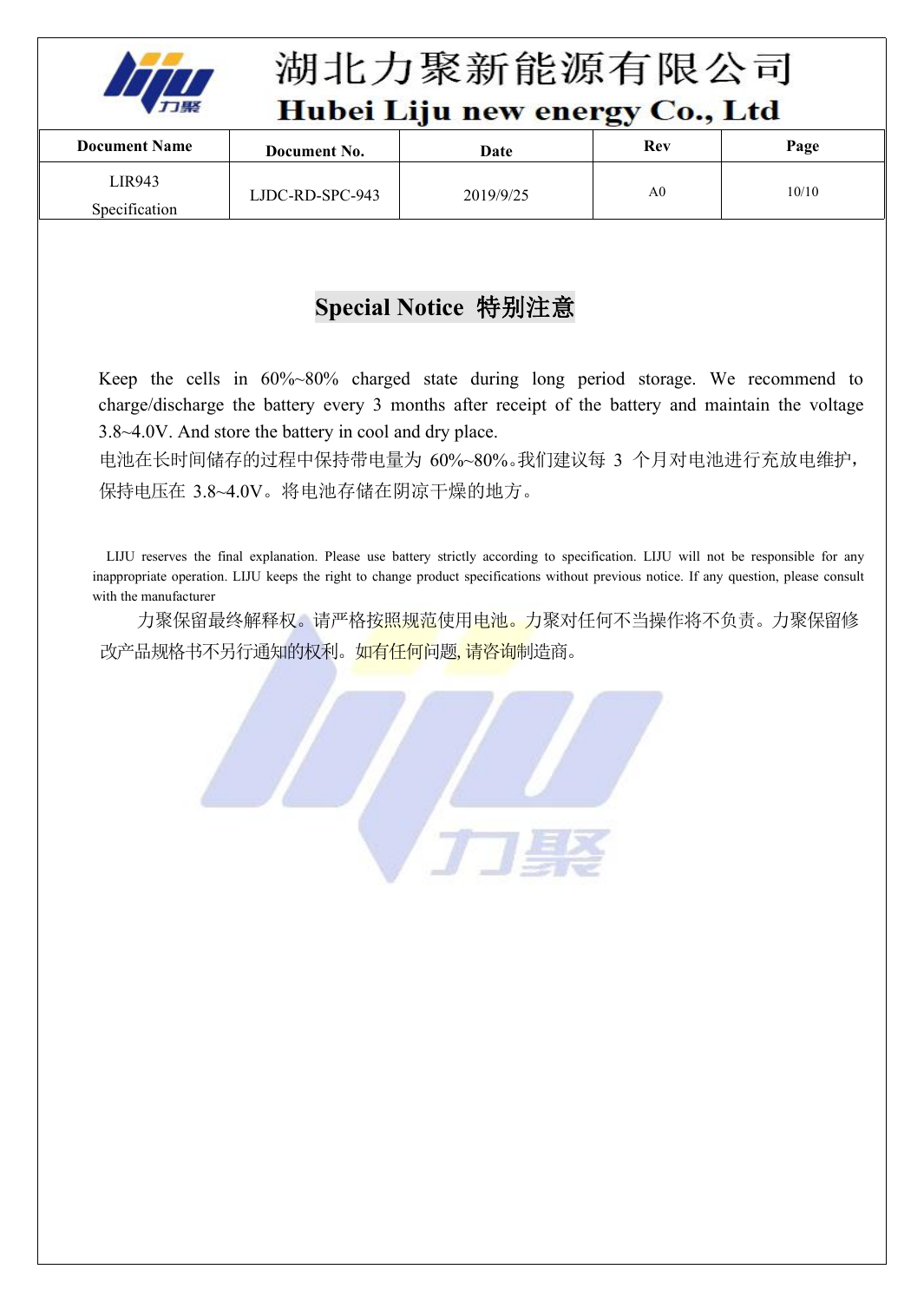## Special Notice 特别注意

Keep the cells in 60%~80% charged state during long period storage. We recommend to charge/discharge the battery every 3 months after receipt of the battery and maintain the voltage 3.8~4.0V. And store the battery in cool and dry place.

电池在长时间储存的过程中保持带电量为 60%~80%。我们建议每 3 个月对电池进行充放电维护，保持电压在 3.8~4.0V。将电池存储在阴凉干燥的地方。

LIJU reserves the final explanation. Please use battery strictly according to specification. LIJU will not be responsible for any inappropriate operation. LIJU keeps the right to change product specifications without previous notice. If any question, please consult with the manufacturer

力聚保留最终解释权。请严格按照规范使用电池。力聚对任何不当操作将不负责。力聚保留修改产品规格书不另行通知的权利。如有任何问题, 请咨询制造商。